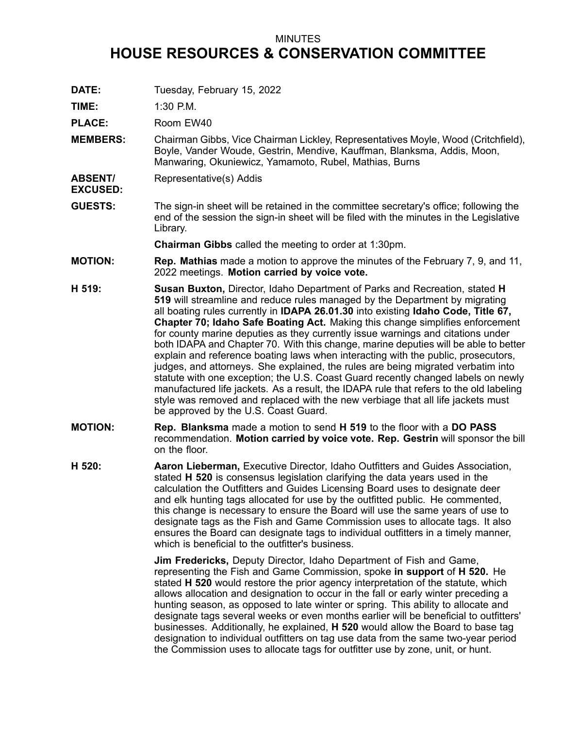MINUTES

# HOUSE RESOURCES & CONSERVATION COMMITTEE

**DATE:** Tuesday, February 15, 2022

**TIME:** 1:30 P.M.

**PLACE:** Room EW40

**MEMBERS:** Chairman Gibbs, Vice Chairman Lickley, Representatives Moyle, Wood (Critchfield), Boyle, Vander Woude, Gestrin, Mendive, Kauffman, Blanksma, Addis, Moon, Manwaring, Okuniewicz, Yamamoto, Rubel, Mathias, Burns

**ABSENT/ EXCUSED:** Representative(s) Addis

**GUESTS:** The sign-in sheet will be retained in the committee secretary's office; following the end of the session the sign-in sheet will be filed with the minutes in the Legislative Library.

**Chairman Gibbs** called the meeting to order at 1:30pm.

**MOTION:** **Rep. Mathias** made a motion to approve the minutes of the February 7, 9, and 11, 2022 meetings. **Motion carried by voice vote.**

**H 519:** **Susan Buxton,** Director, Idaho Department of Parks and Recreation, stated **H 519** will streamline and reduce rules managed by the Department by migrating all boating rules currently in **IDAPA 26.01.30** into existing **Idaho Code, Title 67, Chapter 70; Idaho Safe Boating Act.** Making this change simplifies enforcement for county marine deputies as they currently issue warnings and citations under both IDAPA and Chapter 70. With this change, marine deputies will be able to better explain and reference boating laws when interacting with the public, prosecutors, judges, and attorneys. She explained, the rules are being migrated verbatim into statute with one exception; the U.S. Coast Guard recently changed labels on newly manufactured life jackets. As a result, the IDAPA rule that refers to the old labeling style was removed and replaced with the new verbiage that all life jackets must be approved by the U.S. Coast Guard.

**MOTION:** **Rep. Blanksma** made a motion to send **H 519** to the floor with a **DO PASS** recommendation. **Motion carried by voice vote. Rep. Gestrin** will sponsor the bill on the floor.

**H 520:** **Aaron Lieberman,** Executive Director, Idaho Outfitters and Guides Association, stated **H 520** is consensus legislation clarifying the data years used in the calculation the Outfitters and Guides Licensing Board uses to designate deer and elk hunting tags allocated for use by the outfitted public. He commented, this change is necessary to ensure the Board will use the same years of use to designate tags as the Fish and Game Commission uses to allocate tags. It also ensures the Board can designate tags to individual outfitters in a timely manner, which is beneficial to the outfitter's business.

**Jim Fredericks,** Deputy Director, Idaho Department of Fish and Game, representing the Fish and Game Commission, spoke **in support** of **H 520.** He stated **H 520** would restore the prior agency interpretation of the statute, which allows allocation and designation to occur in the fall or early winter preceding a hunting season, as opposed to late winter or spring. This ability to allocate and designate tags several weeks or even months earlier will be beneficial to outfitters' businesses. Additionally, he explained, **H 520** would allow the Board to base tag designation to individual outfitters on tag use data from the same two-year period the Commission uses to allocate tags for outfitter use by zone, unit, or hunt.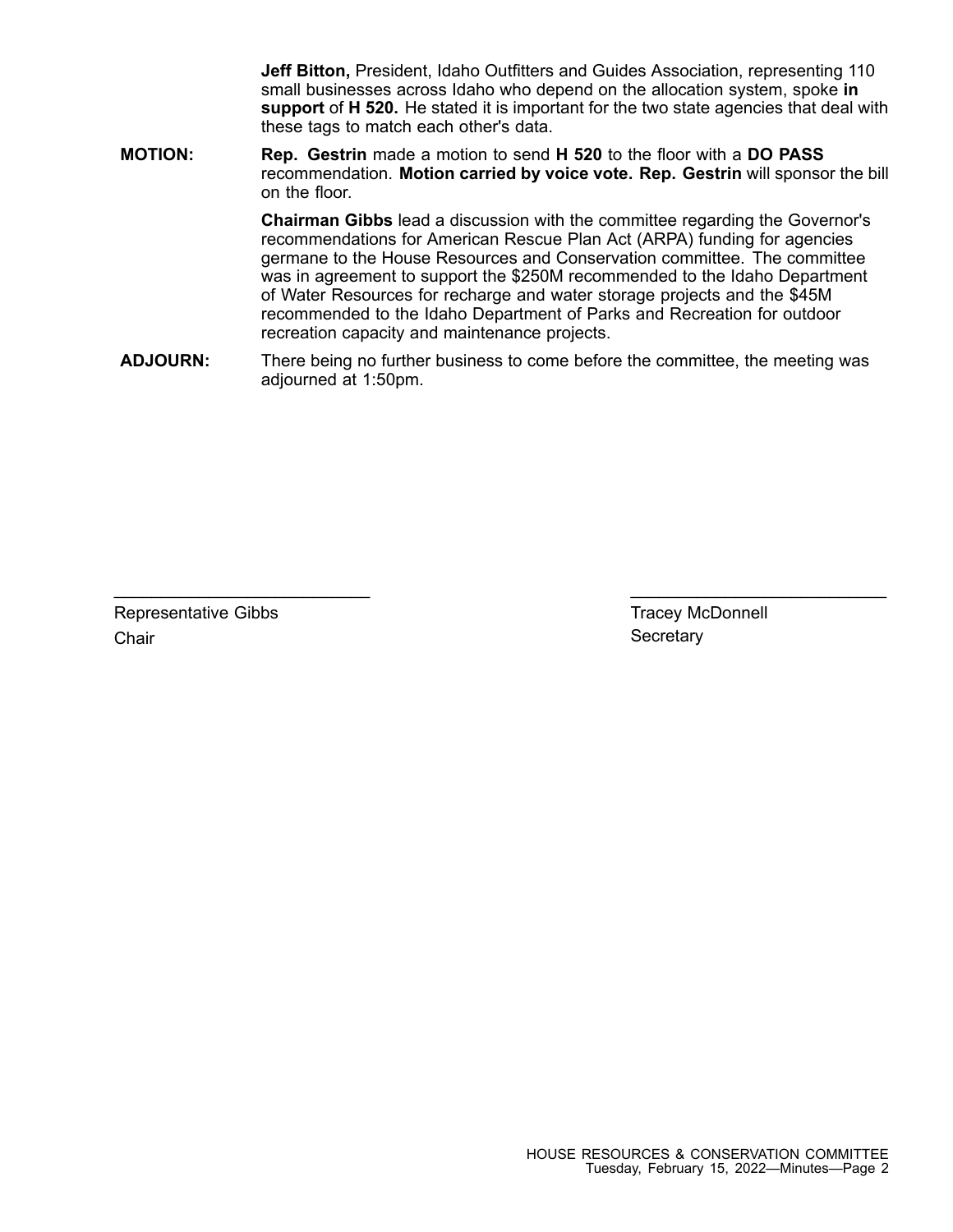**Jeff Bitton,** President, Idaho Outfitters and Guides Association, representing 110 small businesses across Idaho who depend on the allocation system, spoke **in support** of **H 520.** He stated it is important for the two state agencies that deal with these tags to match each other's data.

**MOTION:** **Rep. Gestrin** made a motion to send **H 520** to the floor with a **DO PASS** recommendation. **Motion carried by voice vote. Rep. Gestrin** will sponsor the bill on the floor.

**Chairman Gibbs** lead a discussion with the committee regarding the Governor's recommendations for American Rescue Plan Act (ARPA) funding for agencies germane to the House Resources and Conservation committee. The committee was in agreement to support the $250M recommended to the Idaho Department of Water Resources for recharge and water storage projects and the $45M recommended to the Idaho Department of Parks and Recreation for outdoor recreation capacity and maintenance projects.

**ADJOURN:** There being no further business to come before the committee, the meeting was adjourned at 1:50pm.

___________________________
Representative Gibbs
Chair

___________________________
Tracey McDonnell
Secretary